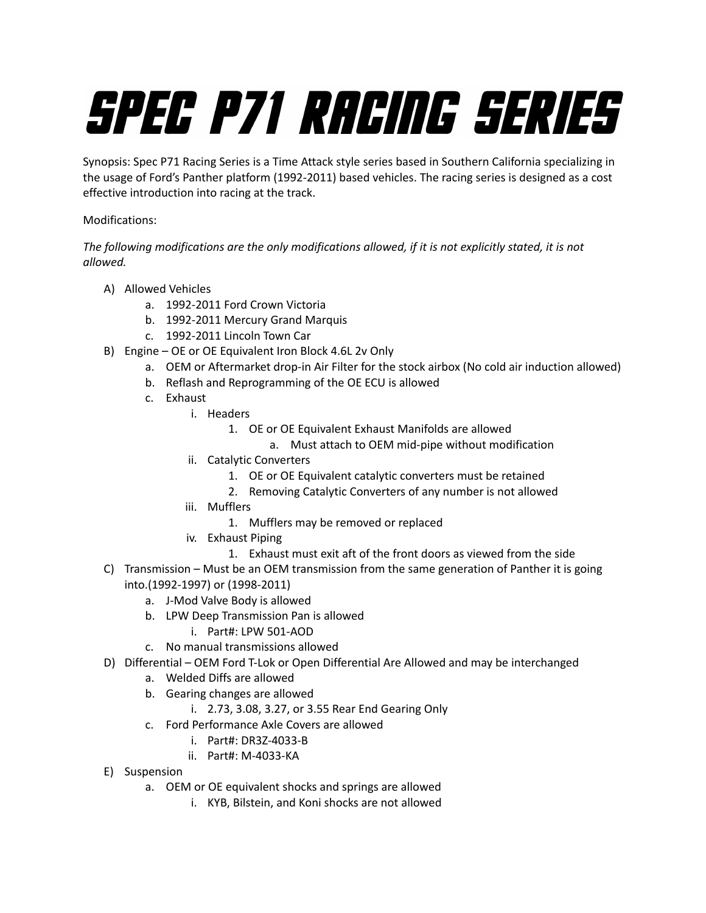# SPEC P71 RACING SERIES

Synopsis: Spec P71 Racing Series is a Time Attack style series based in Southern California specializing in the usage of Ford's Panther platform (1992-2011) based vehicles. The racing series is designed as a cost effective introduction into racing at the track.

Modifications:

*The following modifications are the only modifications allowed, if it is not explicitly stated, it is not allowed.*

- A) Allowed Vehicles
  - a. 1992-2011 Ford Crown Victoria
  - b. 1992-2011 Mercury Grand Marquis
  - c. 1992-2011 Lincoln Town Car
- B) Engine – OE or OE Equivalent Iron Block 4.6L 2v Only
  - a. OEM or Aftermarket drop-in Air Filter for the stock airbox (No cold air induction allowed)
  - b. Reflash and Reprogramming of the OE ECU is allowed
  - c. Exhaust
    - i. Headers
      - 1. OE or OE Equivalent Exhaust Manifolds are allowed
        - a. Must attach to OEM mid-pipe without modification
    - ii. Catalytic Converters
      - 1. OE or OE Equivalent catalytic converters must be retained
      - 2. Removing Catalytic Converters of any number is not allowed
    - iii. Mufflers
      - 1. Mufflers may be removed or replaced
    - iv. Exhaust Piping
      - 1. Exhaust must exit aft of the front doors as viewed from the side
- C) Transmission – Must be an OEM transmission from the same generation of Panther it is going into.(1992-1997) or (1998-2011)
  - a. J-Mod Valve Body is allowed
  - b. LPW Deep Transmission Pan is allowed
    - i. Part#: LPW 501-AOD
  - c. No manual transmissions allowed
- D) Differential – OEM Ford T-Lok or Open Differential Are Allowed and may be interchanged
  - a. Welded Diffs are allowed
  - b. Gearing changes are allowed
    - i. 2.73, 3.08, 3.27, or 3.55 Rear End Gearing Only
  - c. Ford Performance Axle Covers are allowed
    - i. Part#: DR3Z-4033-B
    - ii. Part#: M-4033-KA
- E) Suspension
  - a. OEM or OE equivalent shocks and springs are allowed
    - i. KYB, Bilstein, and Koni shocks are not allowed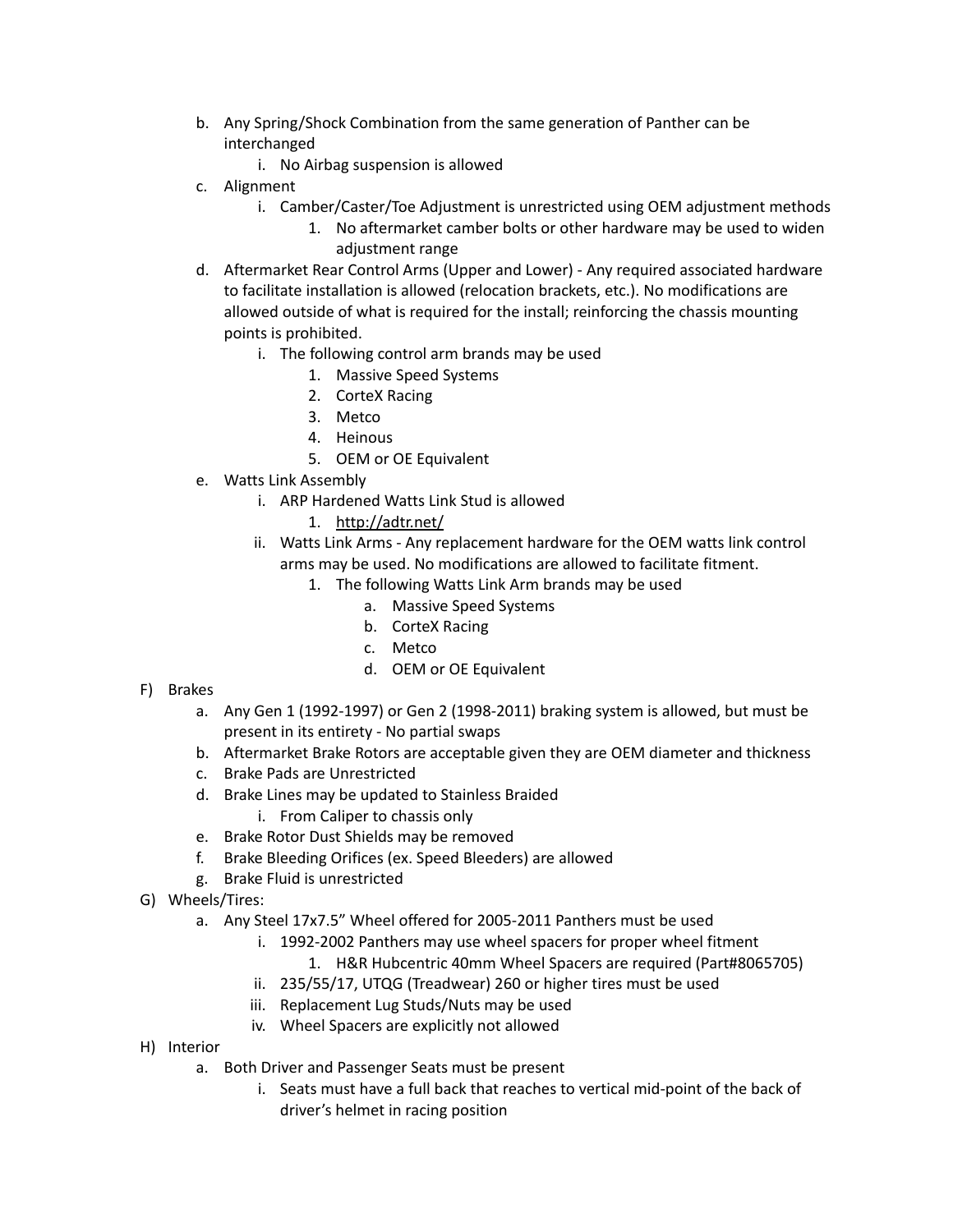b. Any Spring/Shock Combination from the same generation of Panther can be interchanged
    i. No Airbag suspension is allowed
c. Alignment
    i. Camber/Caster/Toe Adjustment is unrestricted using OEM adjustment methods
        1. No aftermarket camber bolts or other hardware may be used to widen adjustment range
d. Aftermarket Rear Control Arms (Upper and Lower) - Any required associated hardware to facilitate installation is allowed (relocation brackets, etc.). No modifications are allowed outside of what is required for the install; reinforcing the chassis mounting points is prohibited.
    i. The following control arm brands may be used
        1. Massive Speed Systems
        2. CorteX Racing
        3. Metco
        4. Heinous
        5. OEM or OE Equivalent
e. Watts Link Assembly
    i. ARP Hardened Watts Link Stud is allowed
        1. http://adtr.net/
    ii. Watts Link Arms - Any replacement hardware for the OEM watts link control arms may be used. No modifications are allowed to facilitate fitment.
        1. The following Watts Link Arm brands may be used
            a. Massive Speed Systems
            b. CorteX Racing
            c. Metco
            d. OEM or OE Equivalent

F) Brakes
a. Any Gen 1 (1992-1997) or Gen 2 (1998-2011) braking system is allowed, but must be present in its entirety - No partial swaps
b. Aftermarket Brake Rotors are acceptable given they are OEM diameter and thickness
c. Brake Pads are Unrestricted
d. Brake Lines may be updated to Stainless Braided
    i. From Caliper to chassis only
e. Brake Rotor Dust Shields may be removed
f. Brake Bleeding Orifices (ex. Speed Bleeders) are allowed
g. Brake Fluid is unrestricted

G) Wheels/Tires:
a. Any Steel 17x7.5" Wheel offered for 2005-2011 Panthers must be used
    i. 1992-2002 Panthers may use wheel spacers for proper wheel fitment
        1. H&R Hubcentric 40mm Wheel Spacers are required (Part#8065705)
    ii. 235/55/17, UTQG (Treadwear) 260 or higher tires must be used
    iii. Replacement Lug Studs/Nuts may be used
    iv. Wheel Spacers are explicitly not allowed

H) Interior
a. Both Driver and Passenger Seats must be present
    i. Seats must have a full back that reaches to vertical mid-point of the back of driver's helmet in racing position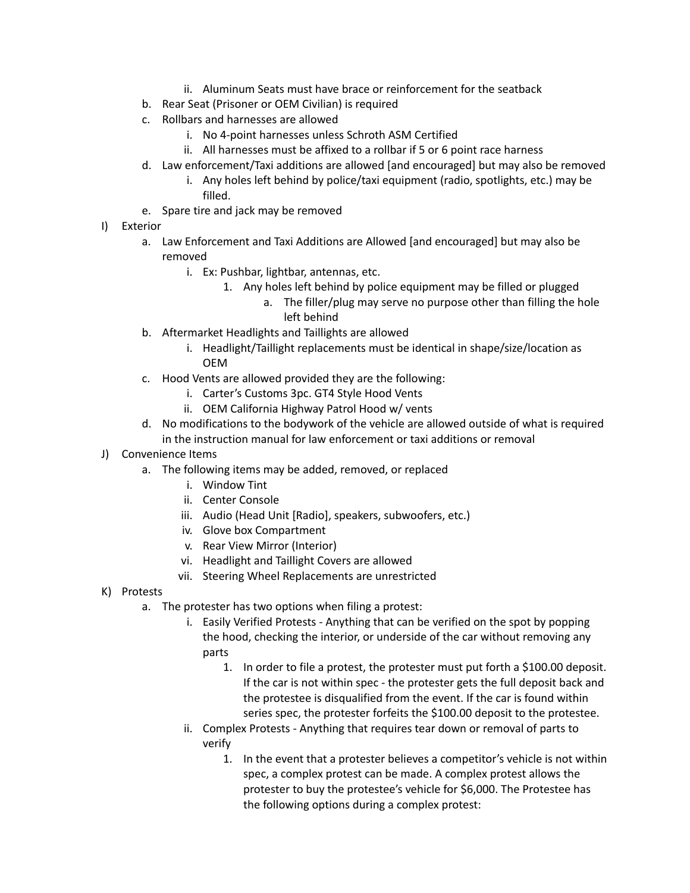ii. Aluminum Seats must have brace or reinforcement for the seatback
    b. Rear Seat (Prisoner or OEM Civilian) is required
    c. Rollbars and harnesses are allowed
        i. No 4-point harnesses unless Schroth ASM Certified
        ii. All harnesses must be affixed to a rollbar if 5 or 6 point race harness
    d. Law enforcement/Taxi additions are allowed [and encouraged] but may also be removed
        i. Any holes left behind by police/taxi equipment (radio, spotlights, etc.) may be filled.
    e. Spare tire and jack may be removed

I) Exterior
    a. Law Enforcement and Taxi Additions are Allowed [and encouraged] but may also be removed
        i. Ex: Pushbar, lightbar, antennas, etc.
            1. Any holes left behind by police equipment may be filled or plugged
                a. The filler/plug may serve no purpose other than filling the hole left behind
    b. Aftermarket Headlights and Taillights are allowed
        i. Headlight/Taillight replacements must be identical in shape/size/location as OEM
    c. Hood Vents are allowed provided they are the following:
        i. Carter's Customs 3pc. GT4 Style Hood Vents
        ii. OEM California Highway Patrol Hood w/ vents
    d. No modifications to the bodywork of the vehicle are allowed outside of what is required in the instruction manual for law enforcement or taxi additions or removal

J) Convenience Items
    a. The following items may be added, removed, or replaced
        i. Window Tint
        ii. Center Console
        iii. Audio (Head Unit [Radio], speakers, subwoofers, etc.)
        iv. Glove box Compartment
        v. Rear View Mirror (Interior)
        vi. Headlight and Taillight Covers are allowed
        vii. Steering Wheel Replacements are unrestricted

K) Protests
    a. The protester has two options when filing a protest:
        i. Easily Verified Protests - Anything that can be verified on the spot by popping the hood, checking the interior, or underside of the car without removing any parts
            1. In order to file a protest, the protester must put forth a $100.00 deposit. If the car is not within spec - the protester gets the full deposit back and the protestee is disqualified from the event. If the car is found within series spec, the protester forfeits the $100.00 deposit to the protestee.
        ii. Complex Protests - Anything that requires tear down or removal of parts to verify
            1. In the event that a protester believes a competitor's vehicle is not within spec, a complex protest can be made. A complex protest allows the protester to buy the protestee's vehicle for $6,000. The Protestee has the following options during a complex protest: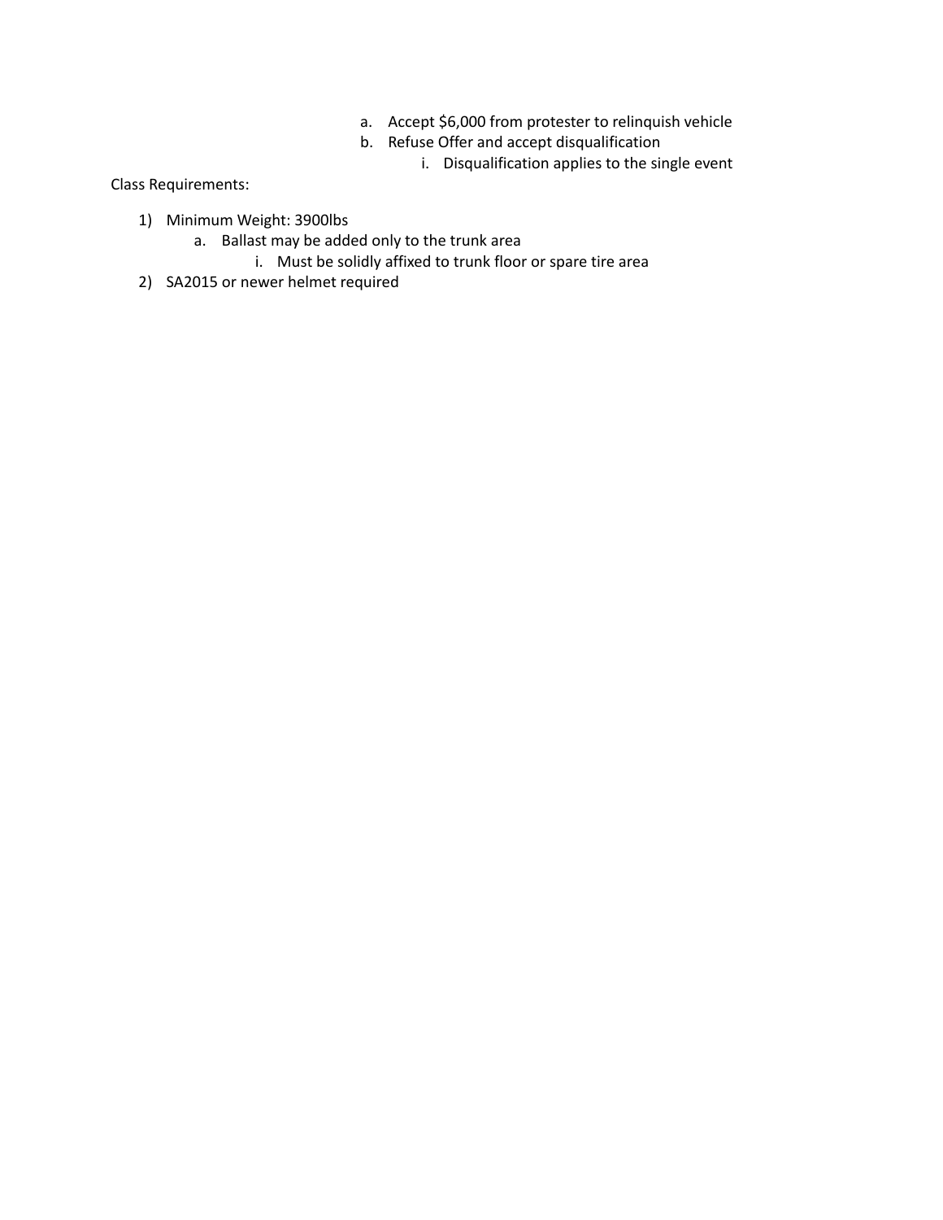a. Accept $6,000 from protester to relinquish vehicle
      b. Refuse Offer and accept disqualification
         i. Disqualification applies to the single event

Class Requirements:

1) Minimum Weight: 3900lbs
   a. Ballast may be added only to the trunk area
      i. Must be solidly affixed to trunk floor or spare tire area
2) SA2015 or newer helmet required